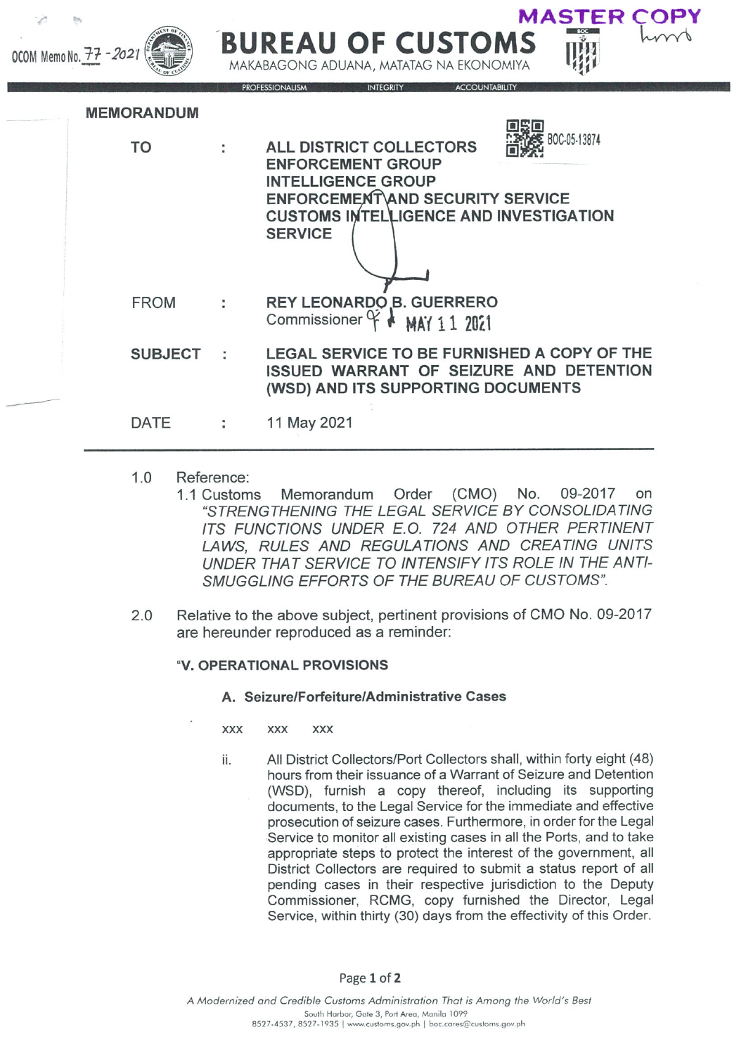MASTER COPY

OCOM Memo No. 77 - 2021

# BUREAU OF CUSTOMS

MAKABAGONG ADUANA, MATATAG NA EKONOMIYA

PROFESSIONALISM INTEGRITY ACCOUNTABILITY

BOC-05-13874

## MEMORANDUM

| | | |
|---|---|---|
| TO | : | **ALL DISTRICT COLLECTORS**<br>**ENFORCEMENT GROUP**<br>**INTELLIGENCE GROUP**<br>**ENFORCEMENT AND SECURITY SERVICE**<br>**CUSTOMS INTELLIGENCE AND INVESTIGATION SERVICE** |
| FROM | : | **REY LEONARDO B. GUERRERO**<br>Commissioner MAY 11 2021 |
| SUBJECT | : | **LEGAL SERVICE TO BE FURNISHED A COPY OF THE ISSUED WARRANT OF SEIZURE AND DETENTION (WSD) AND ITS SUPPORTING DOCUMENTS** |
| DATE | : | 11 May 2021 |

---

1.0 Reference:

1.1 Customs Memorandum Order (CMO) No. 09-2017 on *"STRENGTHENING THE LEGAL SERVICE BY CONSOLIDATING ITS FUNCTIONS UNDER E.O. 724 AND OTHER PERTINENT LAWS, RULES AND REGULATIONS AND CREATING UNITS UNDER THAT SERVICE TO INTENSIFY ITS ROLE IN THE ANTI-SMUGGLING EFFORTS OF THE BUREAU OF CUSTOMS".*

2.0 Relative to the above subject, pertinent provisions of CMO No. 09-2017 are hereunder reproduced as a reminder:

**"V. OPERATIONAL PROVISIONS**

**A. Seizure/Forfeiture/Administrative Cases**

xxx xxx xxx

ii. All District Collectors/Port Collectors shall, within forty eight (48) hours from their issuance of a Warrant of Seizure and Detention (WSD), furnish a copy thereof, including its supporting documents, to the Legal Service for the immediate and effective prosecution of seizure cases. Furthermore, in order for the Legal Service to monitor all existing cases in all the Ports, and to take appropriate steps to protect the interest of the government, all District Collectors are required to submit a status report of all pending cases in their respective jurisdiction to the Deputy Commissioner, RCMG, copy furnished the Director, Legal Service, within thirty (30) days from the effectivity of this Order.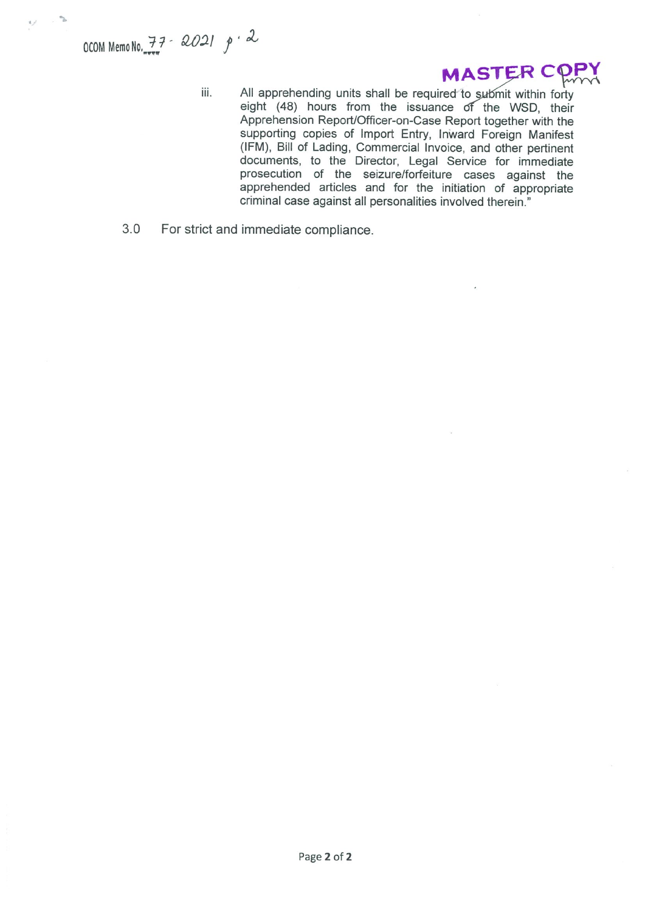iii. All apprehending units shall be required to submit within forty eight (48) hours from the issuance of the WSD, their Apprehension Report/Officer-on-Case Report together with the supporting copies of Import Entry, Inward Foreign Manifest (IFM), Bill of Lading, Commercial Invoice, and other pertinent documents, to the Director, Legal Service for immediate prosecution of the seizure/forfeiture cases against the apprehended articles and for the initiation of appropriate criminal case against all personalities involved therein."

3.0 For strict and immediate compliance.